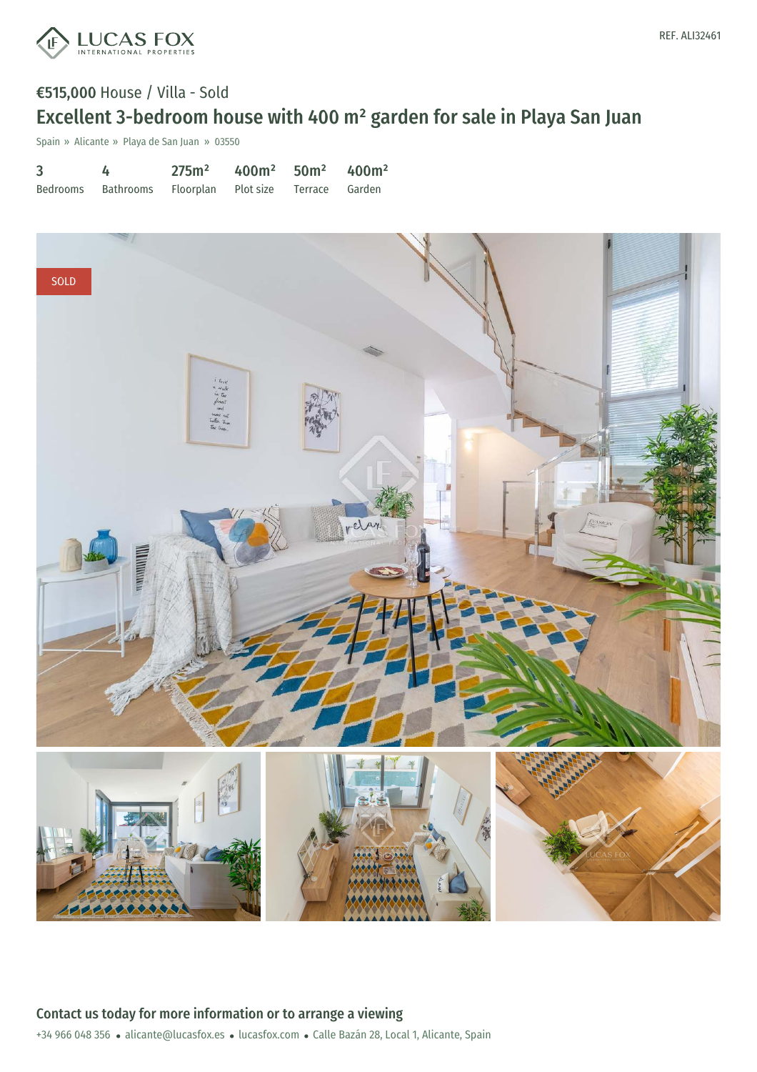REF. ALI32461

**€515,000** House / Villa - Sold

# Excellent 3-bedroom house with 400 m² garden for sale in Playa San Juan

Spain » Alicante » Playa de San Juan » 03550

| 3 | 4 | 275m² | 400m² | 50m² | 400m² |
|---|---|---|---|---|---|
| Bedrooms | Bathrooms | Floorplan | Plot size | Terrace | Garden |

## Contact us today for more information or to arrange a viewing

+34 966 048 356 • alicante@lucasfox.es • lucasfox.com • Calle Bazán 28, Local 1, Alicante, Spain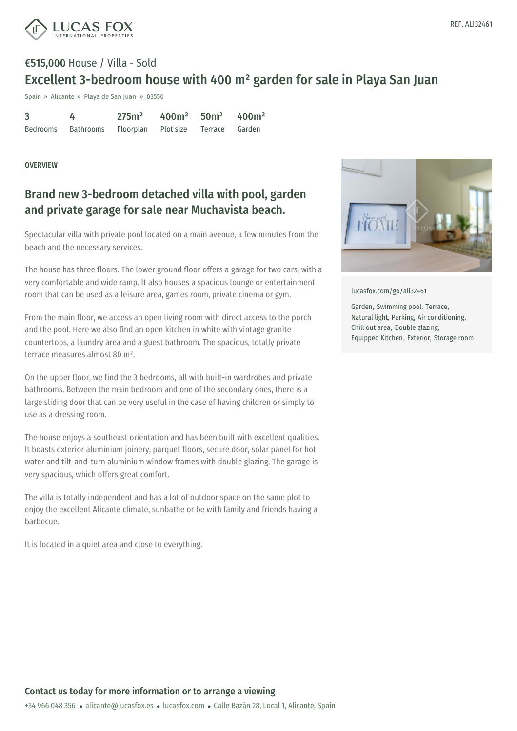REF. ALI32461

**€515,000** House / Villa - Sold

# Excellent 3-bedroom house with 400 m² garden for sale in Playa San Juan

Spain » Alicante » Playa de San Juan » 03550

| 3 | 4 | 275m² | 400m² | 50m² | 400m² |
|---|---|---|---|---|---|
| Bedrooms | Bathrooms | Floorplan | Plot size | Terrace | Garden |

OVERVIEW

## Brand new 3-bedroom detached villa with pool, garden and private garage for sale near Muchavista beach.

Spectacular villa with private pool located on a main avenue, a few minutes from the beach and the necessary services.

The house has three floors. The lower ground floor offers a garage for two cars, with a very comfortable and wide ramp. It also houses a spacious lounge or entertainment room that can be used as a leisure area, games room, private cinema or gym.

From the main floor, we access an open living room with direct access to the porch and the pool. Here we also find an open kitchen in white with vintage granite countertops, a laundry area and a guest bathroom. The spacious, totally private terrace measures almost 80 m².

On the upper floor, we find the 3 bedrooms, all with built-in wardrobes and private bathrooms. Between the main bedroom and one of the secondary ones, there is a large sliding door that can be very useful in the case of having children or simply to use as a dressing room.

The house enjoys a southeast orientation and has been built with excellent qualities. It boasts exterior aluminium joinery, parquet floors, secure door, solar panel for hot water and tilt-and-turn aluminium window frames with double glazing. The garage is very spacious, which offers great comfort.

The villa is totally independent and has a lot of outdoor space on the same plot to enjoy the excellent Alicante climate, sunbathe or be with family and friends having a barbecue.

It is located in a quiet area and close to everything.

lucasfox.com/go/ali32461

Garden, Swimming pool, Terrace, Natural light, Parking, Air conditioning, Chill out area, Double glazing, Equipped Kitchen, Exterior, Storage room

**Contact us today for more information or to arrange a viewing**

+34 966 048 356 • alicante@lucasfox.es • lucasfox.com • Calle Bazán 28, Local 1, Alicante, Spain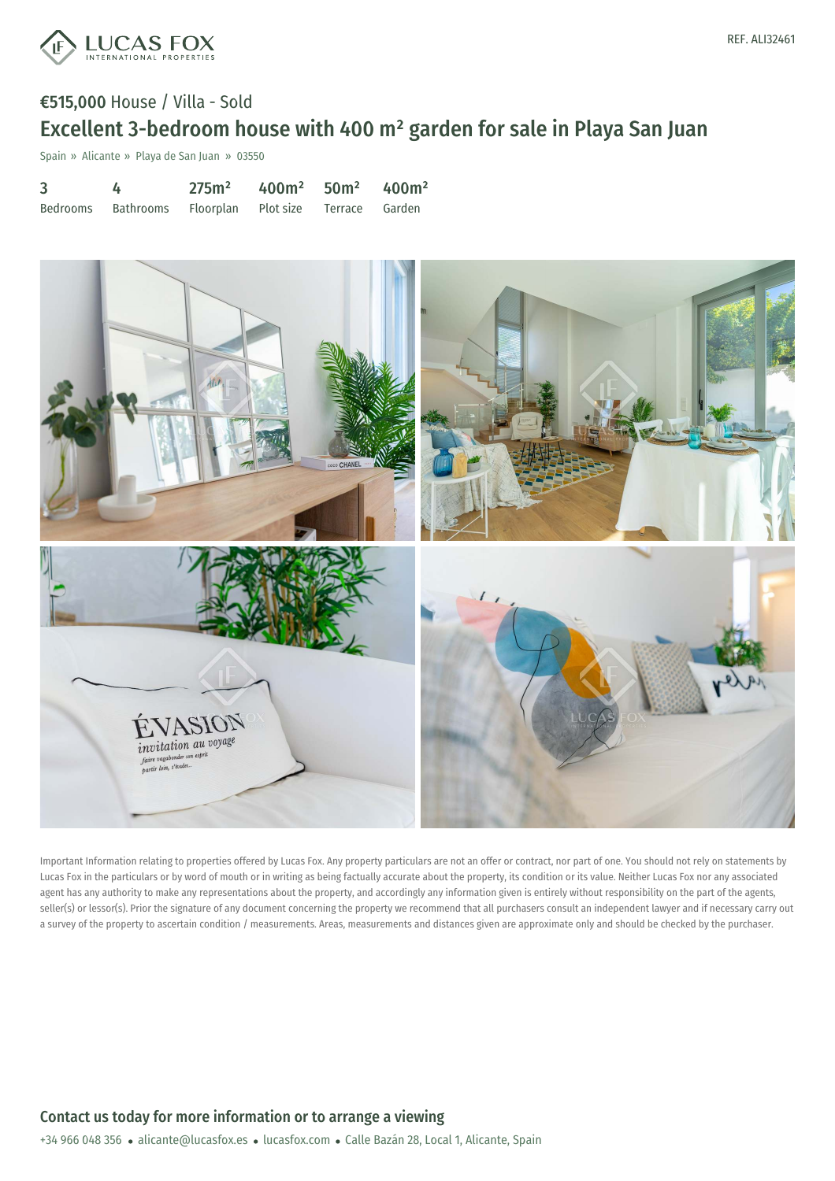REF. ALI32461

€515,000 House / Villa - Sold

# Excellent 3-bedroom house with 400 m² garden for sale in Playa San Juan

Spain » Alicante » Playa de San Juan » 03550

| 3 | 4 | 275m² | 400m² | 50m² | 400m² |
|---|---|---|---|---|---|
| Bedrooms | Bathrooms | Floorplan | Plot size | Terrace | Garden |

Important Information relating to properties offered by Lucas Fox. Any property particulars are not an offer or contract, nor part of one. You should not rely on statements by Lucas Fox in the particulars or by word of mouth or in writing as being factually accurate about the property, its condition or its value. Neither Lucas Fox nor any associated agent has any authority to make any representations about the property, and accordingly any information given is entirely without responsibility on the part of the agents, seller(s) or lessor(s). Prior the signature of any document concerning the property we recommend that all purchasers consult an independent lawyer and if necessary carry out a survey of the property to ascertain condition / measurements. Areas, measurements and distances given are approximate only and should be checked by the purchaser.

## Contact us today for more information or to arrange a viewing

+34 966 048 356 • alicante@lucasfox.es • lucasfox.com • Calle Bazán 28, Local 1, Alicante, Spain